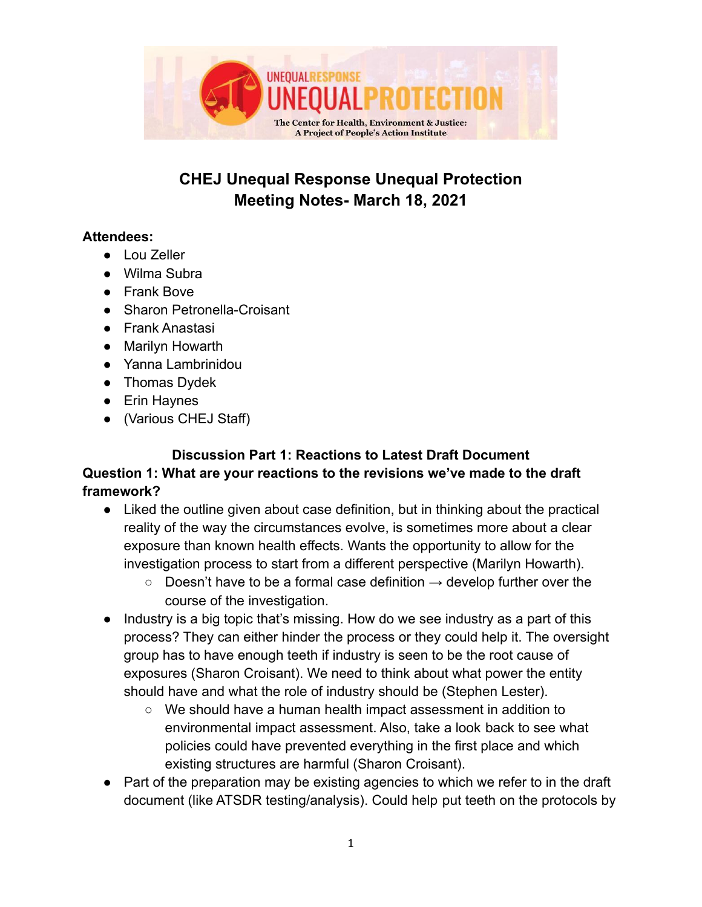# CHEJ Unequal Response Unequal Protection
# Meeting Notes- March 18, 2021

**Attendees:**

- Lou Zeller
- Wilma Subra
- Frank Bove
- Sharon Petronella-Croisant
- Frank Anastasi
- Marilyn Howarth
- Yanna Lambrinidou
- Thomas Dydek
- Erin Haynes
- (Various CHEJ Staff)

### Discussion Part 1: Reactions to Latest Draft Document

**Question 1: What are your reactions to the revisions we've made to the draft framework?**

- Liked the outline given about case definition, but in thinking about the practical reality of the way the circumstances evolve, is sometimes more about a clear exposure than known health effects. Wants the opportunity to allow for the investigation process to start from a different perspective (Marilyn Howarth).
  - Doesn't have to be a formal case definition → develop further over the course of the investigation.
- Industry is a big topic that's missing. How do we see industry as a part of this process? They can either hinder the process or they could help it. The oversight group has to have enough teeth if industry is seen to be the root cause of exposures (Sharon Croisant). We need to think about what power the entity should have and what the role of industry should be (Stephen Lester).
  - We should have a human health impact assessment in addition to environmental impact assessment. Also, take a look back to see what policies could have prevented everything in the first place and which existing structures are harmful (Sharon Croisant).
- Part of the preparation may be existing agencies to which we refer to in the draft document (like ATSDR testing/analysis). Could help put teeth on the protocols by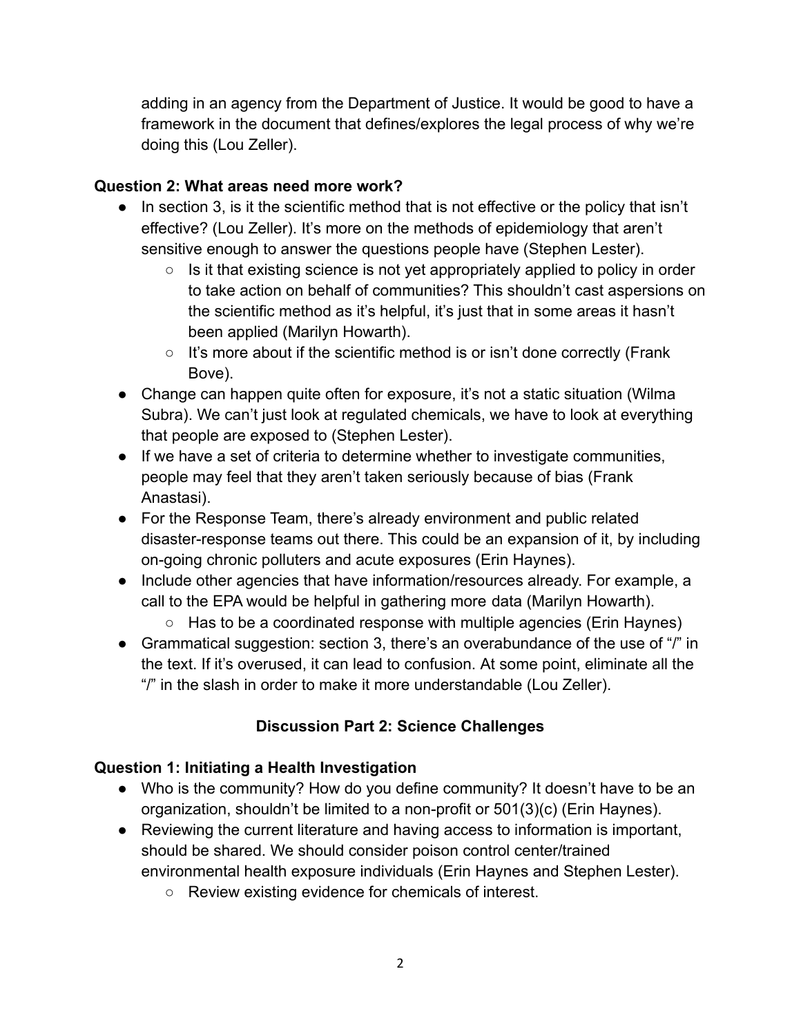adding in an agency from the Department of Justice. It would be good to have a framework in the document that defines/explores the legal process of why we're doing this (Lou Zeller).

**Question 2: What areas need more work?**

- In section 3, is it the scientific method that is not effective or the policy that isn't effective? (Lou Zeller). It's more on the methods of epidemiology that aren't sensitive enough to answer the questions people have (Stephen Lester).
  - Is it that existing science is not yet appropriately applied to policy in order to take action on behalf of communities? This shouldn't cast aspersions on the scientific method as it's helpful, it's just that in some areas it hasn't been applied (Marilyn Howarth).
  - It's more about if the scientific method is or isn't done correctly (Frank Bove).
- Change can happen quite often for exposure, it's not a static situation (Wilma Subra). We can't just look at regulated chemicals, we have to look at everything that people are exposed to (Stephen Lester).
- If we have a set of criteria to determine whether to investigate communities, people may feel that they aren't taken seriously because of bias (Frank Anastasi).
- For the Response Team, there's already environment and public related disaster-response teams out there. This could be an expansion of it, by including on-going chronic polluters and acute exposures (Erin Haynes).
- Include other agencies that have information/resources already. For example, a call to the EPA would be helpful in gathering more data (Marilyn Howarth).
  - Has to be a coordinated response with multiple agencies (Erin Haynes)
- Grammatical suggestion: section 3, there's an overabundance of the use of "/" in the text. If it's overused, it can lead to confusion. At some point, eliminate all the "/" in the slash in order to make it more understandable (Lou Zeller).

## Discussion Part 2: Science Challenges

**Question 1: Initiating a Health Investigation**

- Who is the community? How do you define community? It doesn't have to be an organization, shouldn't be limited to a non-profit or 501(3)(c) (Erin Haynes).
- Reviewing the current literature and having access to information is important, should be shared. We should consider poison control center/trained environmental health exposure individuals (Erin Haynes and Stephen Lester).
  - Review existing evidence for chemicals of interest.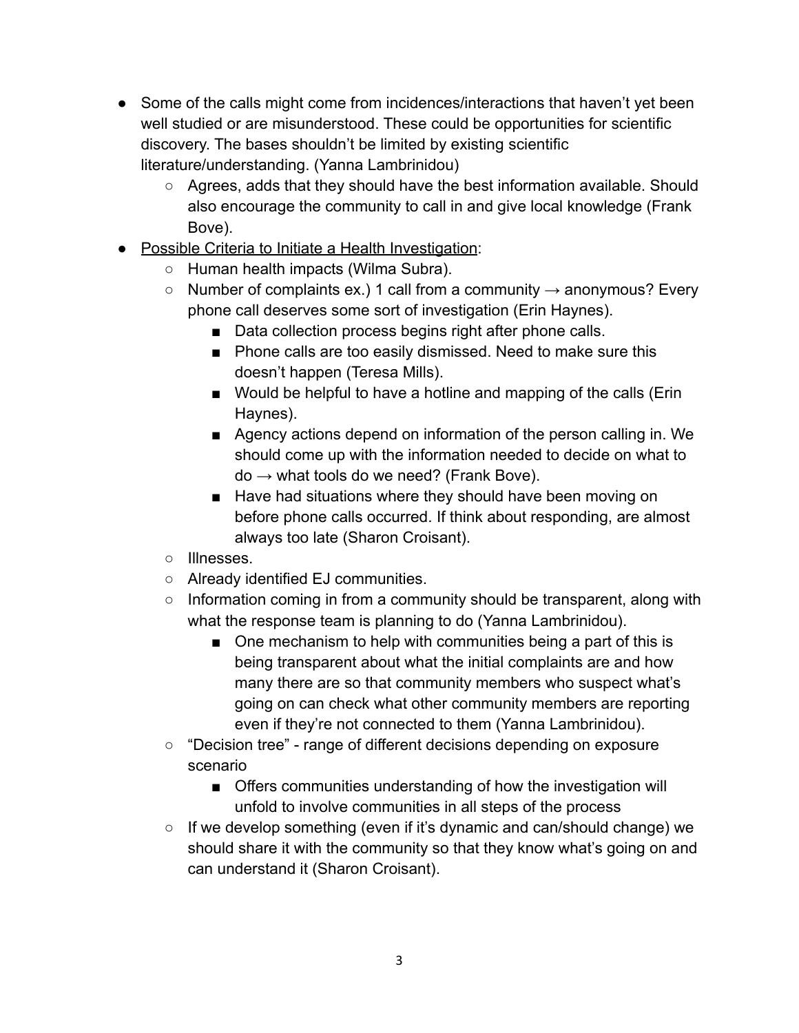- Some of the calls might come from incidences/interactions that haven't yet been well studied or are misunderstood. These could be opportunities for scientific discovery. The bases shouldn't be limited by existing scientific literature/understanding. (Yanna Lambrinidou)
    - Agrees, adds that they should have the best information available. Should also encourage the community to call in and give local knowledge (Frank Bove).
- <u>Possible Criteria to Initiate a Health Investigation</u>:
    - Human health impacts (Wilma Subra).
    - Number of complaints ex.) 1 call from a community → anonymous? Every phone call deserves some sort of investigation (Erin Haynes).
        - Data collection process begins right after phone calls.
        - Phone calls are too easily dismissed. Need to make sure this doesn't happen (Teresa Mills).
        - Would be helpful to have a hotline and mapping of the calls (Erin Haynes).
        - Agency actions depend on information of the person calling in. We should come up with the information needed to decide on what to do → what tools do we need? (Frank Bove).
        - Have had situations where they should have been moving on before phone calls occurred. If think about responding, are almost always too late (Sharon Croisant).
    - Illnesses.
    - Already identified EJ communities.
    - Information coming in from a community should be transparent, along with what the response team is planning to do (Yanna Lambrinidou).
        - One mechanism to help with communities being a part of this is being transparent about what the initial complaints are and how many there are so that community members who suspect what's going on can check what other community members are reporting even if they're not connected to them (Yanna Lambrinidou).
    - "Decision tree" - range of different decisions depending on exposure scenario
        - Offers communities understanding of how the investigation will unfold to involve communities in all steps of the process
    - If we develop something (even if it's dynamic and can/should change) we should share it with the community so that they know what's going on and can understand it (Sharon Croisant).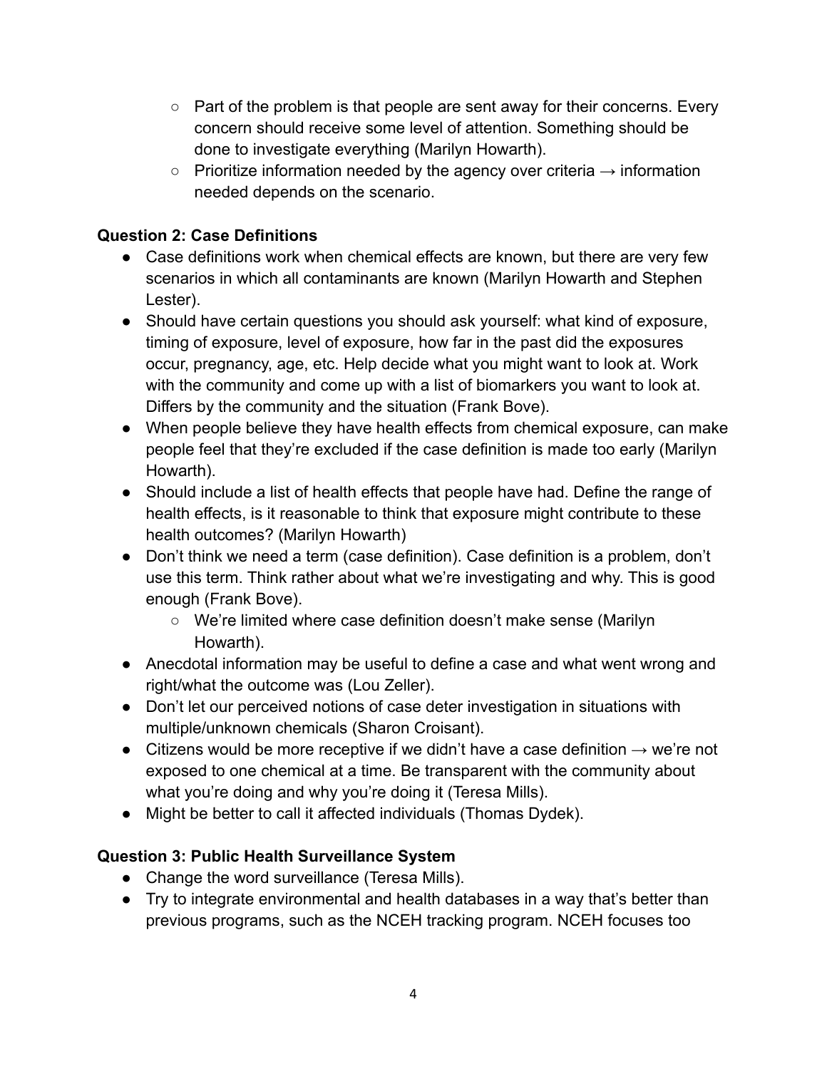- Part of the problem is that people are sent away for their concerns. Every concern should receive some level of attention. Something should be done to investigate everything (Marilyn Howarth).
  - Prioritize information needed by the agency over criteria → information needed depends on the scenario.

**Question 2: Case Definitions**

- Case definitions work when chemical effects are known, but there are very few scenarios in which all contaminants are known (Marilyn Howarth and Stephen Lester).
- Should have certain questions you should ask yourself: what kind of exposure, timing of exposure, level of exposure, how far in the past did the exposures occur, pregnancy, age, etc. Help decide what you might want to look at. Work with the community and come up with a list of biomarkers you want to look at. Differs by the community and the situation (Frank Bove).
- When people believe they have health effects from chemical exposure, can make people feel that they're excluded if the case definition is made too early (Marilyn Howarth).
- Should include a list of health effects that people have had. Define the range of health effects, is it reasonable to think that exposure might contribute to these health outcomes? (Marilyn Howarth)
- Don't think we need a term (case definition). Case definition is a problem, don't use this term. Think rather about what we're investigating and why. This is good enough (Frank Bove).
  - We're limited where case definition doesn't make sense (Marilyn Howarth).
- Anecdotal information may be useful to define a case and what went wrong and right/what the outcome was (Lou Zeller).
- Don't let our perceived notions of case deter investigation in situations with multiple/unknown chemicals (Sharon Croisant).
- Citizens would be more receptive if we didn't have a case definition → we're not exposed to one chemical at a time. Be transparent with the community about what you're doing and why you're doing it (Teresa Mills).
- Might be better to call it affected individuals (Thomas Dydek).

**Question 3: Public Health Surveillance System**

- Change the word surveillance (Teresa Mills).
- Try to integrate environmental and health databases in a way that's better than previous programs, such as the NCEH tracking program. NCEH focuses too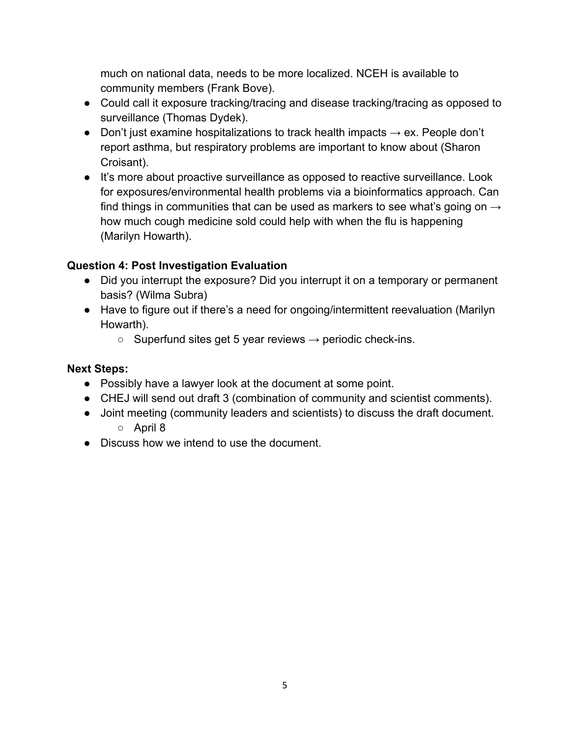much on national data, needs to be more localized. NCEH is available to community members (Frank Bove).

- Could call it exposure tracking/tracing and disease tracking/tracing as opposed to surveillance (Thomas Dydek).
- Don't just examine hospitalizations to track health impacts → ex. People don't report asthma, but respiratory problems are important to know about (Sharon Croisant).
- It's more about proactive surveillance as opposed to reactive surveillance. Look for exposures/environmental health problems via a bioinformatics approach. Can find things in communities that can be used as markers to see what's going on → how much cough medicine sold could help with when the flu is happening (Marilyn Howarth).

**Question 4: Post Investigation Evaluation**

- Did you interrupt the exposure? Did you interrupt it on a temporary or permanent basis? (Wilma Subra)
- Have to figure out if there's a need for ongoing/intermittent reevaluation (Marilyn Howarth).
  - Superfund sites get 5 year reviews → periodic check-ins.

**Next Steps:**

- Possibly have a lawyer look at the document at some point.
- CHEJ will send out draft 3 (combination of community and scientist comments).
- Joint meeting (community leaders and scientists) to discuss the draft document.
  - April 8
- Discuss how we intend to use the document.